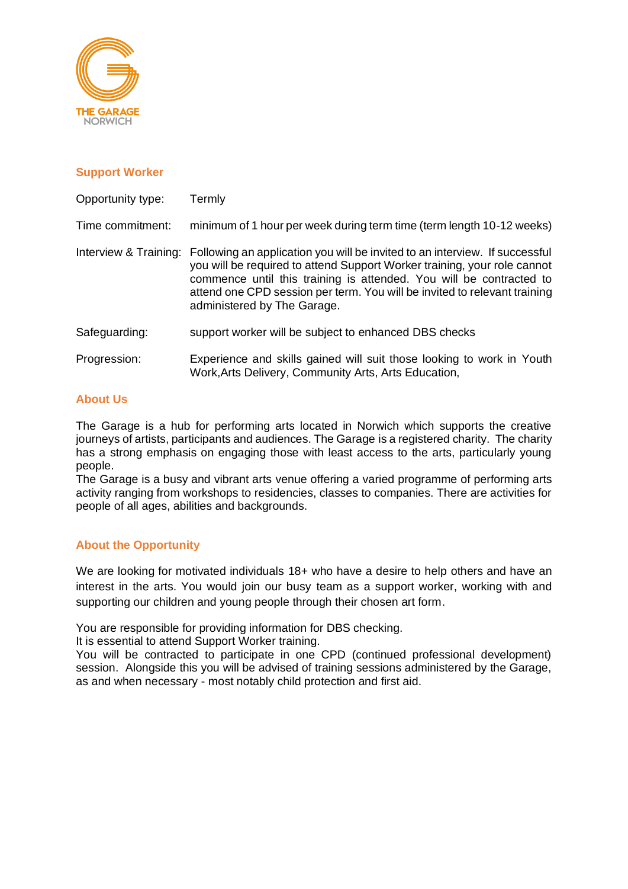THE GARAGE
NORWICH

## Support Worker

| | |
|---|---|
| Opportunity type: | Termly |
| Time commitment: | minimum of 1 hour per week during term time (term length 10-12 weeks) |
| Interview & Training: | Following an application you will be invited to an interview. If successful you will be required to attend Support Worker training, your role cannot commence until this training is attended. You will be contracted to attend one CPD session per term. You will be invited to relevant training administered by The Garage. |
| Safeguarding: | support worker will be subject to enhanced DBS checks |
| Progression: | Experience and skills gained will suit those looking to work in Youth Work,Arts Delivery, Community Arts, Arts Education, |

## About Us

The Garage is a hub for performing arts located in Norwich which supports the creative journeys of artists, participants and audiences. The Garage is a registered charity. The charity has a strong emphasis on engaging those with least access to the arts, particularly young people.
The Garage is a busy and vibrant arts venue offering a varied programme of performing arts activity ranging from workshops to residencies, classes to companies. There are activities for people of all ages, abilities and backgrounds.

## About the Opportunity

We are looking for motivated individuals 18+ who have a desire to help others and have an interest in the arts. You would join our busy team as a support worker, working with and supporting our children and young people through their chosen art form.

You are responsible for providing information for DBS checking.
It is essential to attend Support Worker training.
You will be contracted to participate in one CPD (continued professional development) session. Alongside this you will be advised of training sessions administered by the Garage, as and when necessary - most notably child protection and first aid.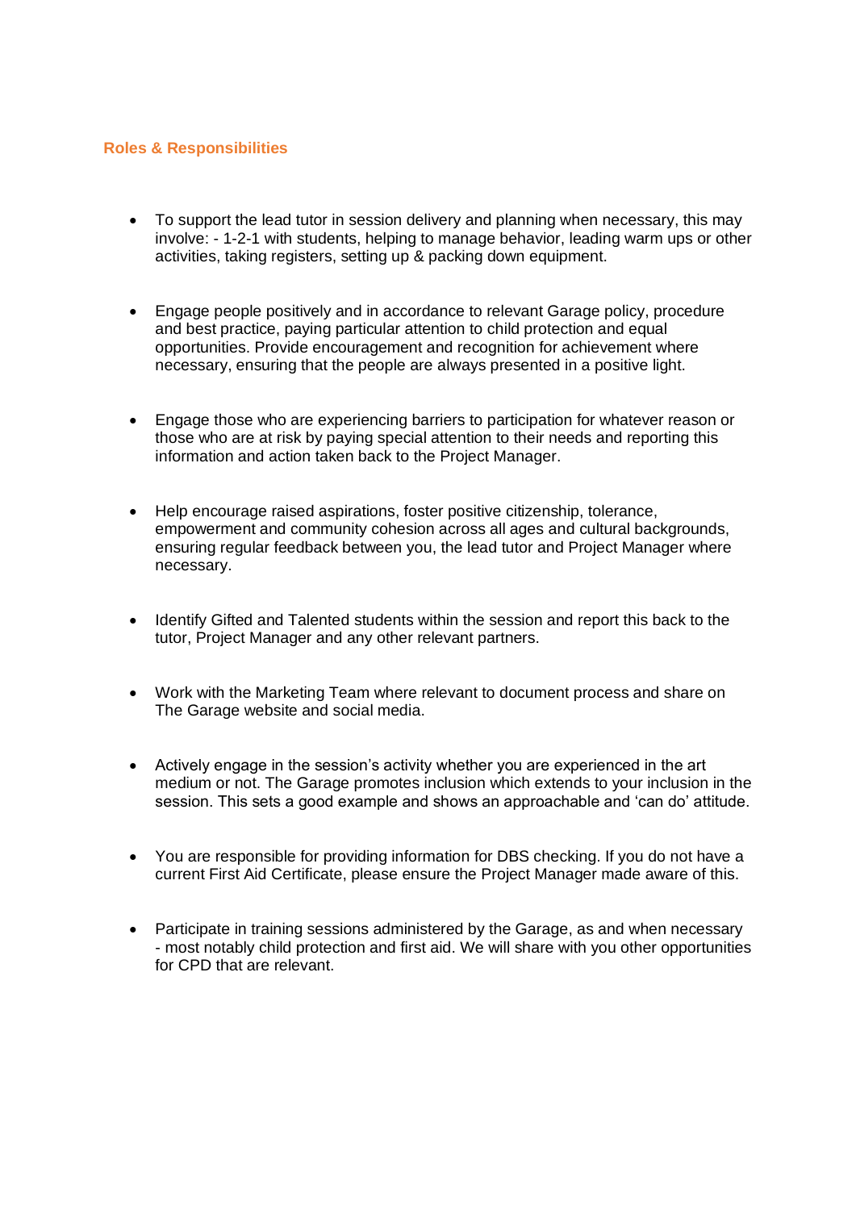## Roles & Responsibilities

- To support the lead tutor in session delivery and planning when necessary, this may involve: - 1-2-1 with students, helping to manage behavior, leading warm ups or other activities, taking registers, setting up & packing down equipment.

- Engage people positively and in accordance to relevant Garage policy, procedure and best practice, paying particular attention to child protection and equal opportunities. Provide encouragement and recognition for achievement where necessary, ensuring that the people are always presented in a positive light.

- Engage those who are experiencing barriers to participation for whatever reason or those who are at risk by paying special attention to their needs and reporting this information and action taken back to the Project Manager.

- Help encourage raised aspirations, foster positive citizenship, tolerance, empowerment and community cohesion across all ages and cultural backgrounds, ensuring regular feedback between you, the lead tutor and Project Manager where necessary.

- Identify Gifted and Talented students within the session and report this back to the tutor, Project Manager and any other relevant partners.

- Work with the Marketing Team where relevant to document process and share on The Garage website and social media.

- Actively engage in the session's activity whether you are experienced in the art medium or not. The Garage promotes inclusion which extends to your inclusion in the session. This sets a good example and shows an approachable and 'can do' attitude.

- You are responsible for providing information for DBS checking. If you do not have a current First Aid Certificate, please ensure the Project Manager made aware of this.

- Participate in training sessions administered by the Garage, as and when necessary - most notably child protection and first aid. We will share with you other opportunities for CPD that are relevant.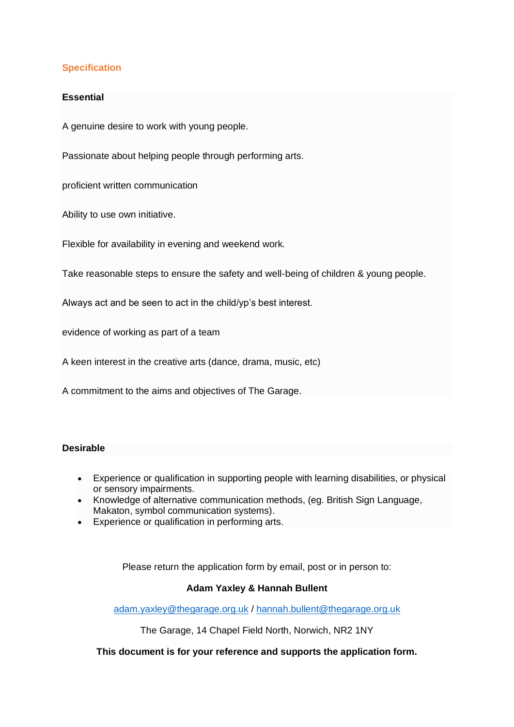## Specification

### Essential

A genuine desire to work with young people.

Passionate about helping people through performing arts.

proficient written communication

Ability to use own initiative.

Flexible for availability in evening and weekend work.

Take reasonable steps to ensure the safety and well-being of children & young people.

Always act and be seen to act in the child/yp's best interest.

evidence of working as part of a team

A keen interest in the creative arts (dance, drama, music, etc)

A commitment to the aims and objectives of The Garage.

### Desirable

- Experience or qualification in supporting people with learning disabilities, or physical or sensory impairments.
- Knowledge of alternative communication methods, (eg. British Sign Language, Makaton, symbol communication systems).
- Experience or qualification in performing arts.

Please return the application form by email, post or in person to:

**Adam Yaxley & Hannah Bullent**

adam.yaxley@thegarage.org.uk / hannah.bullent@thegarage.org.uk

The Garage, 14 Chapel Field North, Norwich, NR2 1NY

**This document is for your reference and supports the application form.**